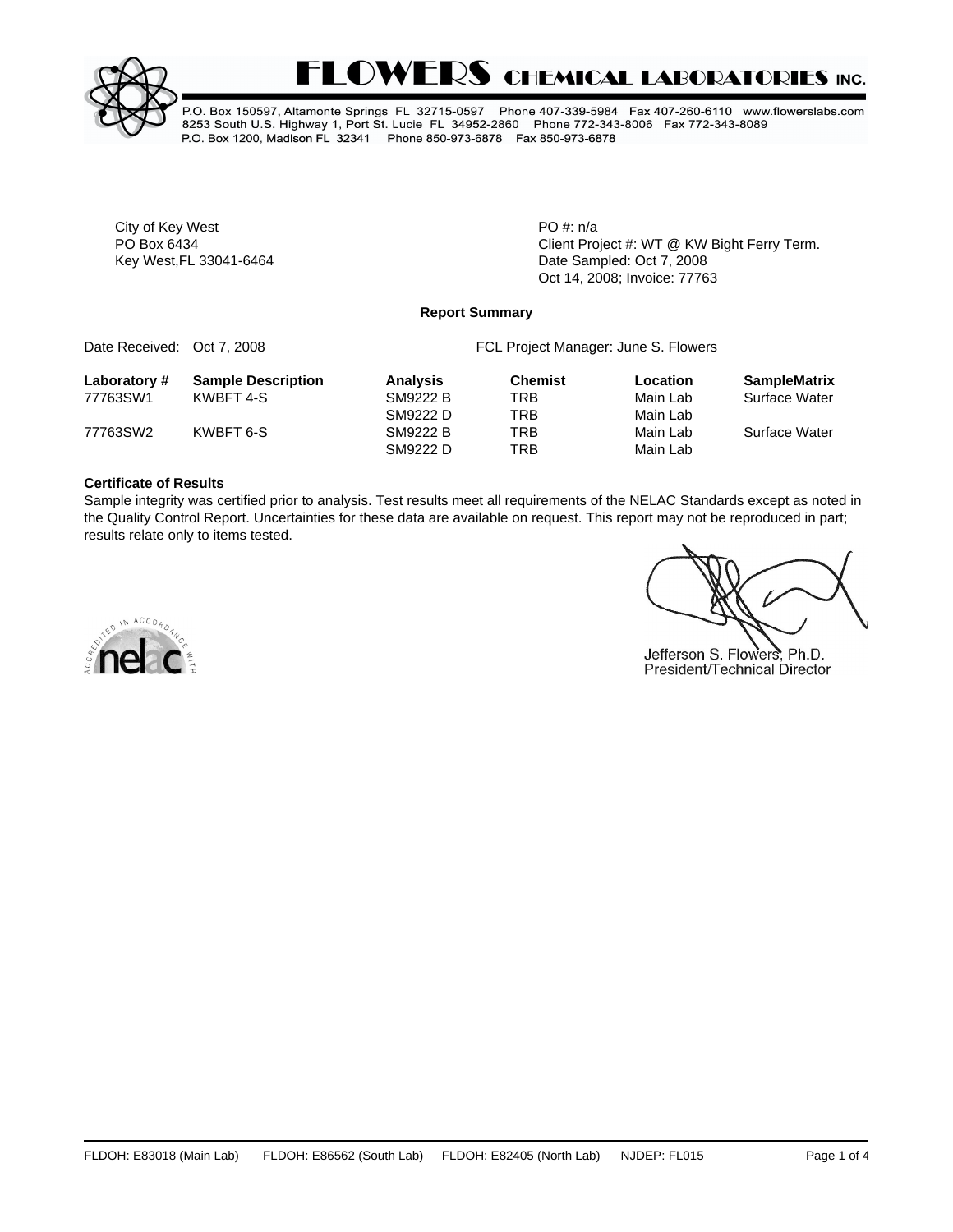# FLOWERS CHEMICAL LABORATORIES INC.

P.O. Box 150597, Altamonte Springs FL 32715-0597 Phone 407-339-5984 Fax 407-260-6110 www.flowerslabs.com
8253 South U.S. Highway 1, Port St. Lucie FL 34952-2860 Phone 772-343-8006 Fax 772-343-8089
P.O. Box 1200, Madison FL 32341 Phone 850-973-6878 Fax 850-973-6878

City of Key West
PO Box 6434
Key West,FL 33041-6464

PO #: n/a
Client Project #: WT @ KW Bight Ferry Term.
Date Sampled: Oct 7, 2008
Oct 14, 2008; Invoice: 77763

**Report Summary**

Date Received: Oct 7, 2008

FCL Project Manager: June S. Flowers

| Laboratory # | Sample Description | Analysis | Chemist | Location | SampleMatrix |
|---|---|---|---|---|---|
| 77763SW1 | KWBFT 4-S | SM9222 B | TRB | Main Lab | Surface Water |
| | | SM9222 D | TRB | Main Lab | |
| 77763SW2 | KWBFT 6-S | SM9222 B | TRB | Main Lab | Surface Water |
| | | SM9222 D | TRB | Main Lab | |

**Certificate of Results**

Sample integrity was certified prior to analysis. Test results meet all requirements of the NELAC Standards except as noted in the Quality Control Report. Uncertainties for these data are available on request. This report may not be reproduced in part; results relate only to items tested.

ACCREDITED IN ACCORDANCE WITH nelac

Jefferson S. Flowers, Ph.D.
President/Technical Director

FLDOH: E83018 (Main Lab) FLDOH: E86562 (South Lab) FLDOH: E82405 (North Lab) NJDEP: FL015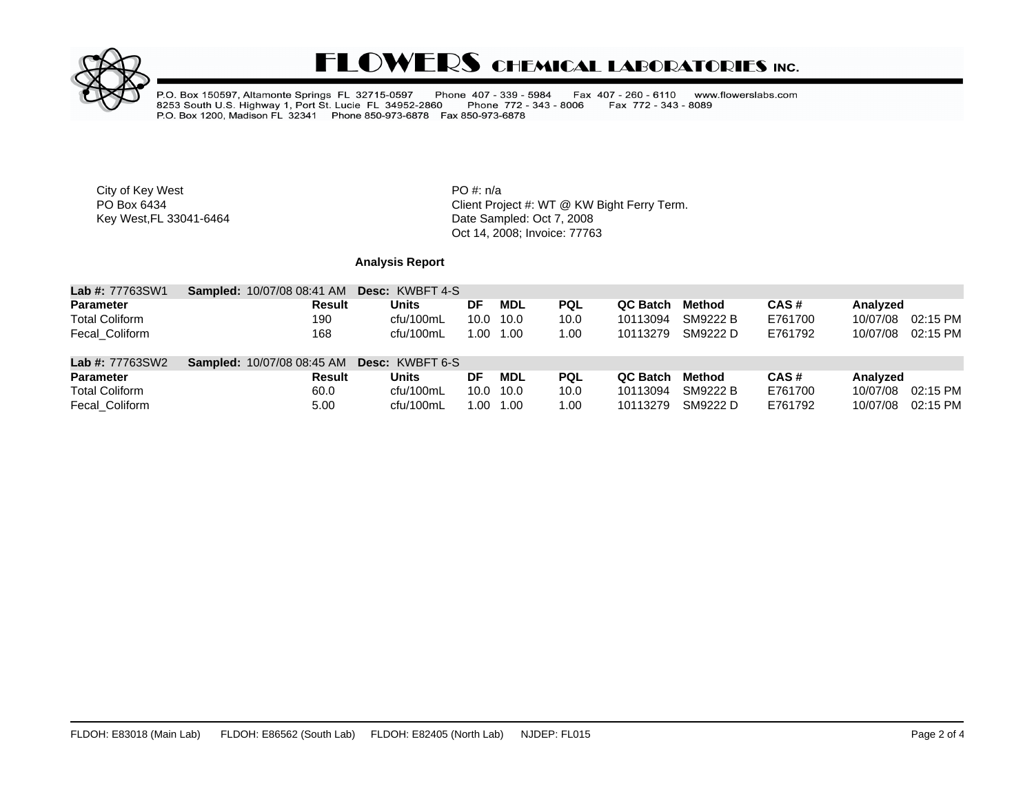# FLOWERS CHEMICAL LABORATORIES INC.

P.O. Box 150597, Altamonte Springs FL 32715-0597 Phone 407 - 339 - 5984 Fax 407 - 260 - 6110 www.flowerslabs.com
8253 South U.S. Highway 1, Port St. Lucie FL 34952-2860 Phone 772 - 343 - 8006 Fax 772 - 343 - 8089
P.O. Box 1200, Madison FL 32341 Phone 850-973-6878 Fax 850-973-6878

City of Key West
PO Box 6434
Key West,FL 33041-6464

PO #: n/a
Client Project #: WT @ KW Bight Ferry Term.
Date Sampled: Oct 7, 2008
Oct 14, 2008; Invoice: 77763

**Analysis Report**

**Lab #:** 77763SW1 **Sampled:** 10/07/08 08:41 AM **Desc:** KWBFT 4-S

| Parameter | Result | Units | DF | MDL | PQL | QC Batch | Method | CAS # | Analyzed |
|---|---|---|---|---|---|---|---|---|---|
| Total Coliform | 190 | cfu/100mL | 10.0 | 10.0 | 10.0 | 10113094 | SM9222 B | E761700 | 10/07/08 02:15 PM |
| Fecal_Coliform | 168 | cfu/100mL | 1.00 | 1.00 | 1.00 | 10113279 | SM9222 D | E761792 | 10/07/08 02:15 PM |

**Lab #:** 77763SW2 **Sampled:** 10/07/08 08:45 AM **Desc:** KWBFT 6-S

| Parameter | Result | Units | DF | MDL | PQL | QC Batch | Method | CAS # | Analyzed |
|---|---|---|---|---|---|---|---|---|---|
| Total Coliform | 60.0 | cfu/100mL | 10.0 | 10.0 | 10.0 | 10113094 | SM9222 B | E761700 | 10/07/08 02:15 PM |
| Fecal_Coliform | 5.00 | cfu/100mL | 1.00 | 1.00 | 1.00 | 10113279 | SM9222 D | E761792 | 10/07/08 02:15 PM |

FLDOH: E83018 (Main Lab) FLDOH: E86562 (South Lab) FLDOH: E82405 (North Lab) NJDEP: FL015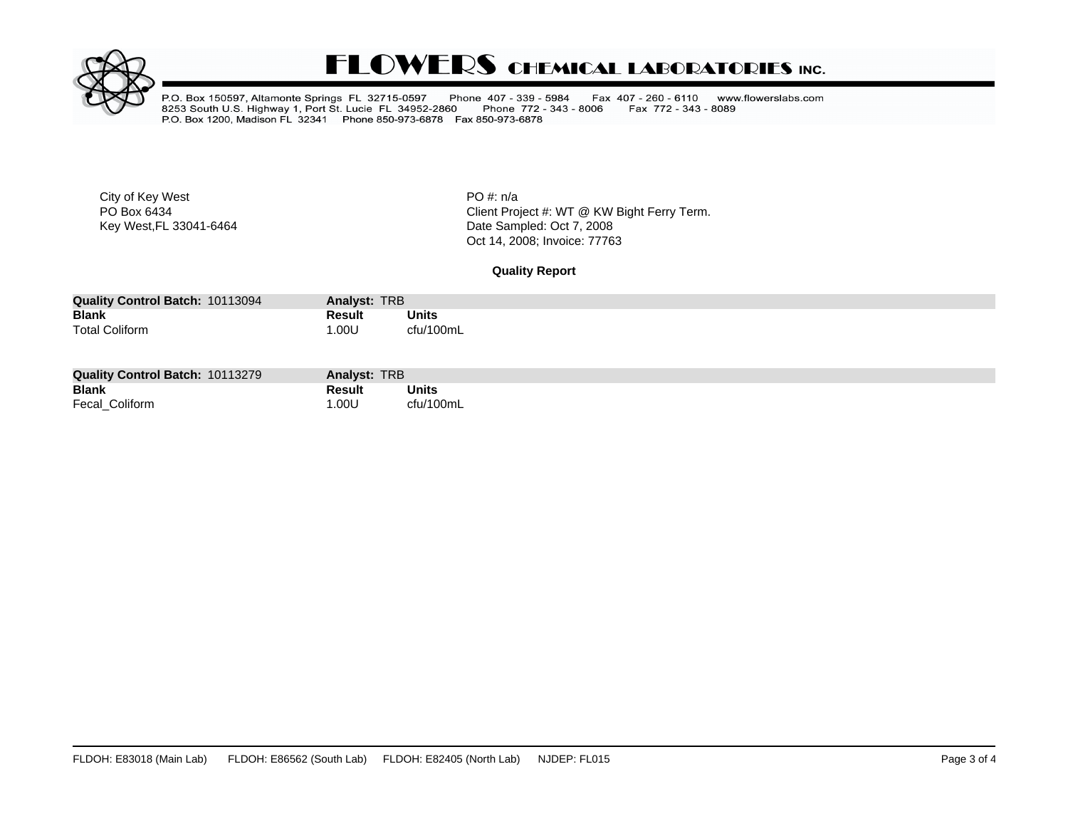# FLOWERS CHEMICAL LABORATORIES INC.

P.O. Box 150597, Altamonte Springs FL 32715-0597 Phone 407 - 339 - 5984 Fax 407 - 260 - 6110 www.flowerslabs.com
8253 South U.S. Highway 1, Port St. Lucie FL 34952-2860 Phone 772 - 343 - 8006 Fax 772 - 343 - 8089
P.O. Box 1200, Madison FL 32341 Phone 850-973-6878 Fax 850-973-6878

City of Key West
PO Box 6434
Key West,FL 33041-6464

PO #: n/a
Client Project #: WT @ KW Bight Ferry Term.
Date Sampled: Oct 7, 2008
Oct 14, 2008; Invoice: 77763

**Quality Report**

| **Quality Control Batch:** 10113094 | **Analyst:** TRB | |
|---|---|---|
| **Blank** | **Result** | **Units** |
| Total Coliform | 1.00U | cfu/100mL |

| **Quality Control Batch:** 10113279 | **Analyst:** TRB | |
|---|---|---|
| **Blank** | **Result** | **Units** |
| Fecal_Coliform | 1.00U | cfu/100mL |

FLDOH: E83018 (Main Lab) FLDOH: E86562 (South Lab) FLDOH: E82405 (North Lab) NJDEP: FL015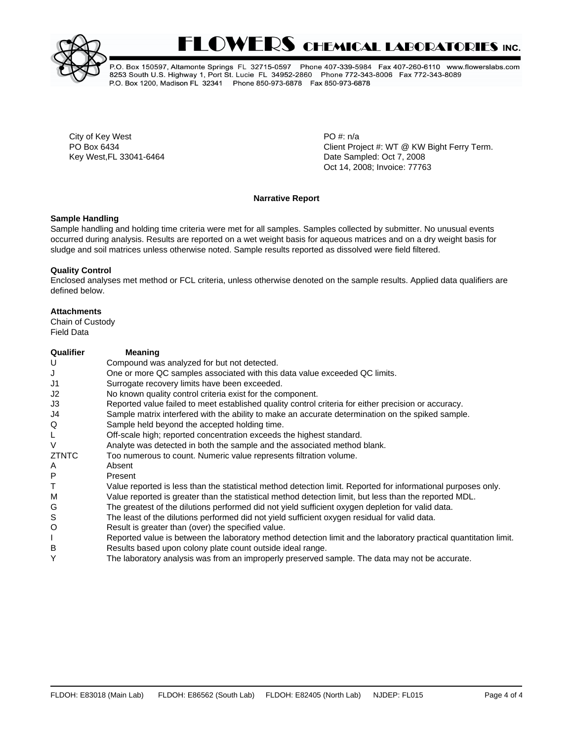# FLOWERS CHEMICAL LABORATORIES INC.

P.O. Box 150597, Altamonte Springs FL 32715-0597 Phone 407-339-5984 Fax 407-260-6110 www.flowerslabs.com
8253 South U.S. Highway 1, Port St. Lucie FL 34952-2860 Phone 772-343-8006 Fax 772-343-8089
P.O. Box 1200, Madison FL 32341 Phone 850-973-6878 Fax 850-973-6878

City of Key West
PO Box 6434
Key West,FL 33041-6464

PO #: n/a
Client Project #: WT @ KW Bight Ferry Term.
Date Sampled: Oct 7, 2008
Oct 14, 2008; Invoice: 77763

**Narrative Report**

**Sample Handling**

Sample handling and holding time criteria were met for all samples. Samples collected by submitter. No unusual events occurred during analysis. Results are reported on a wet weight basis for aqueous matrices and on a dry weight basis for sludge and soil matrices unless otherwise noted. Sample results reported as dissolved were field filtered.

**Quality Control**

Enclosed analyses met method or FCL criteria, unless otherwise denoted on the sample results. Applied data qualifiers are defined below.

**Attachments**

Chain of Custody
Field Data

| Qualifier | Meaning |
|---|---|
| U | Compound was analyzed for but not detected. |
| J | One or more QC samples associated with this data value exceeded QC limits. |
| J1 | Surrogate recovery limits have been exceeded. |
| J2 | No known quality control criteria exist for the component. |
| J3 | Reported value failed to meet established quality control criteria for either precision or accuracy. |
| J4 | Sample matrix interfered with the ability to make an accurate determination on the spiked sample. |
| Q | Sample held beyond the accepted holding time. |
| L | Off-scale high; reported concentration exceeds the highest standard. |
| V | Analyte was detected in both the sample and the associated method blank. |
| ZTNTC | Too numerous to count. Numeric value represents filtration volume. |
| A | Absent |
| P | Present |
| T | Value reported is less than the statistical method detection limit. Reported for informational purposes only. |
| M | Value reported is greater than the statistical method detection limit, but less than the reported MDL. |
| G | The greatest of the dilutions performed did not yield sufficient oxygen depletion for valid data. |
| S | The least of the dilutions performed did not yield sufficient oxygen residual for valid data. |
| O | Result is greater than (over) the specified value. |
| I | Reported value is between the laboratory method detection limit and the laboratory practical quantitation limit. |
| B | Results based upon colony plate count outside ideal range. |
| Y | The laboratory analysis was from an improperly preserved sample. The data may not be accurate. |

FLDOH: E83018 (Main Lab) FLDOH: E86562 (South Lab) FLDOH: E82405 (North Lab) NJDEP: FL015